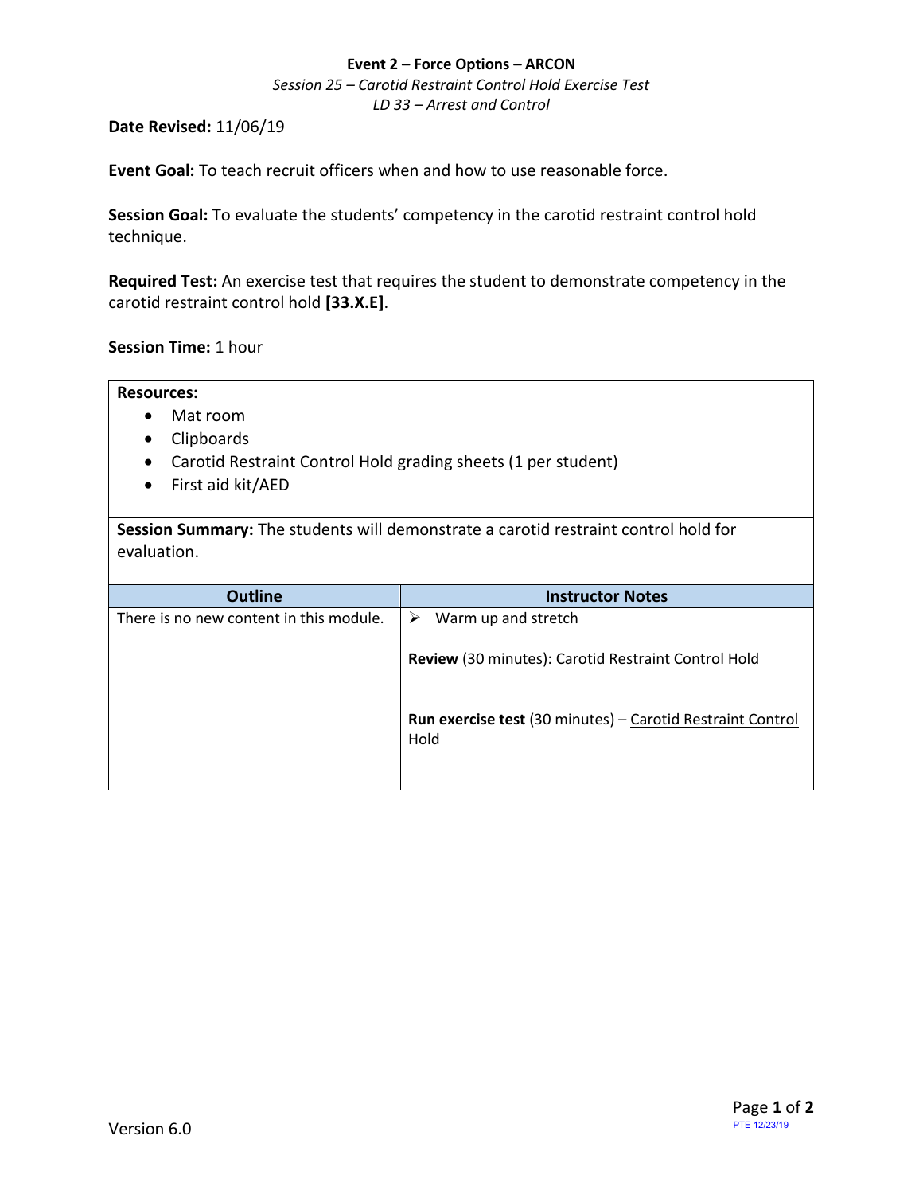**Event 2 – Force Options – ARCON**

*Session 25 – Carotid Restraint Control Hold Exercise Test*

*LD 33 – Arrest and Control*

**Date Revised:** 11/06/19

**Event Goal:** To teach recruit officers when and how to use reasonable force.

**Session Goal:** To evaluate the students' competency in the carotid restraint control hold technique.

**Required Test:** An exercise test that requires the student to demonstrate competency in the carotid restraint control hold **[33.X.E]**.

**Session Time:** 1 hour

**Resources:**

- Mat room
- Clipboards
- Carotid Restraint Control Hold grading sheets (1 per student)
- First aid kit/AED

**Session Summary:** The students will demonstrate a carotid restraint control hold for evaluation.

| Outline | Instructor Notes |
|---|---|
| There is no new content in this module. | ➢ Warm up and stretch<br><br>**Review** (30 minutes): Carotid Restraint Control Hold<br><br>**Run exercise test** (30 minutes) – Carotid Restraint Control Hold |

Version 6.0

PTE 12/23/19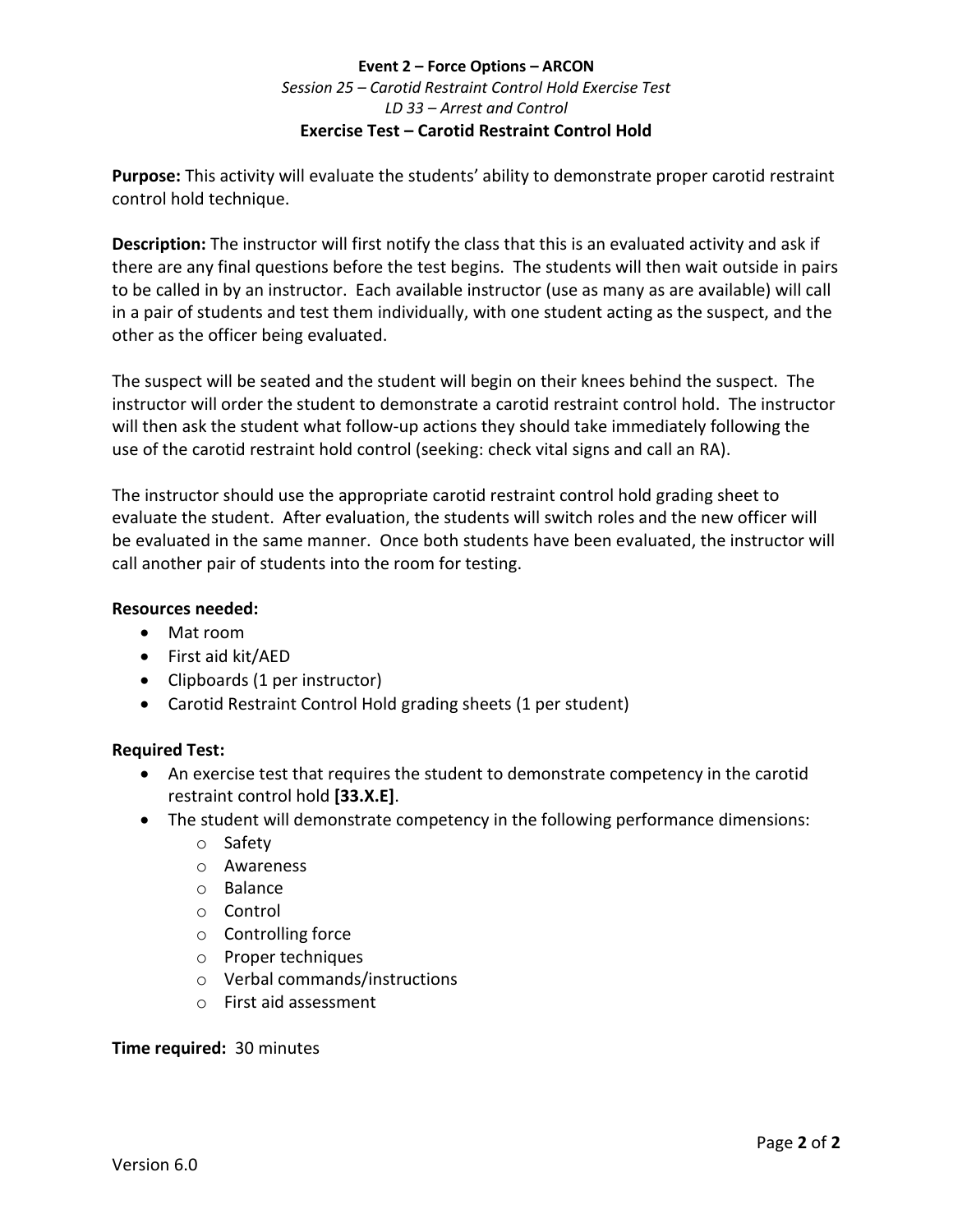**Event 2 – Force Options – ARCON**

*Session 25 – Carotid Restraint Control Hold Exercise Test*

*LD 33 – Arrest and Control*

**Exercise Test – Carotid Restraint Control Hold**

**Purpose:** This activity will evaluate the students' ability to demonstrate proper carotid restraint control hold technique.

**Description:** The instructor will first notify the class that this is an evaluated activity and ask if there are any final questions before the test begins. The students will then wait outside in pairs to be called in by an instructor. Each available instructor (use as many as are available) will call in a pair of students and test them individually, with one student acting as the suspect, and the other as the officer being evaluated.

The suspect will be seated and the student will begin on their knees behind the suspect. The instructor will order the student to demonstrate a carotid restraint control hold. The instructor will then ask the student what follow-up actions they should take immediately following the use of the carotid restraint hold control (seeking: check vital signs and call an RA).

The instructor should use the appropriate carotid restraint control hold grading sheet to evaluate the student. After evaluation, the students will switch roles and the new officer will be evaluated in the same manner. Once both students have been evaluated, the instructor will call another pair of students into the room for testing.

**Resources needed:**

- Mat room
- First aid kit/AED
- Clipboards (1 per instructor)
- Carotid Restraint Control Hold grading sheets (1 per student)

**Required Test:**

- An exercise test that requires the student to demonstrate competency in the carotid restraint control hold **[33.X.E]**.
- The student will demonstrate competency in the following performance dimensions:
  - Safety
  - Awareness
  - Balance
  - Control
  - Controlling force
  - Proper techniques
  - Verbal commands/instructions
  - First aid assessment

**Time required:** 30 minutes

Version 6.0